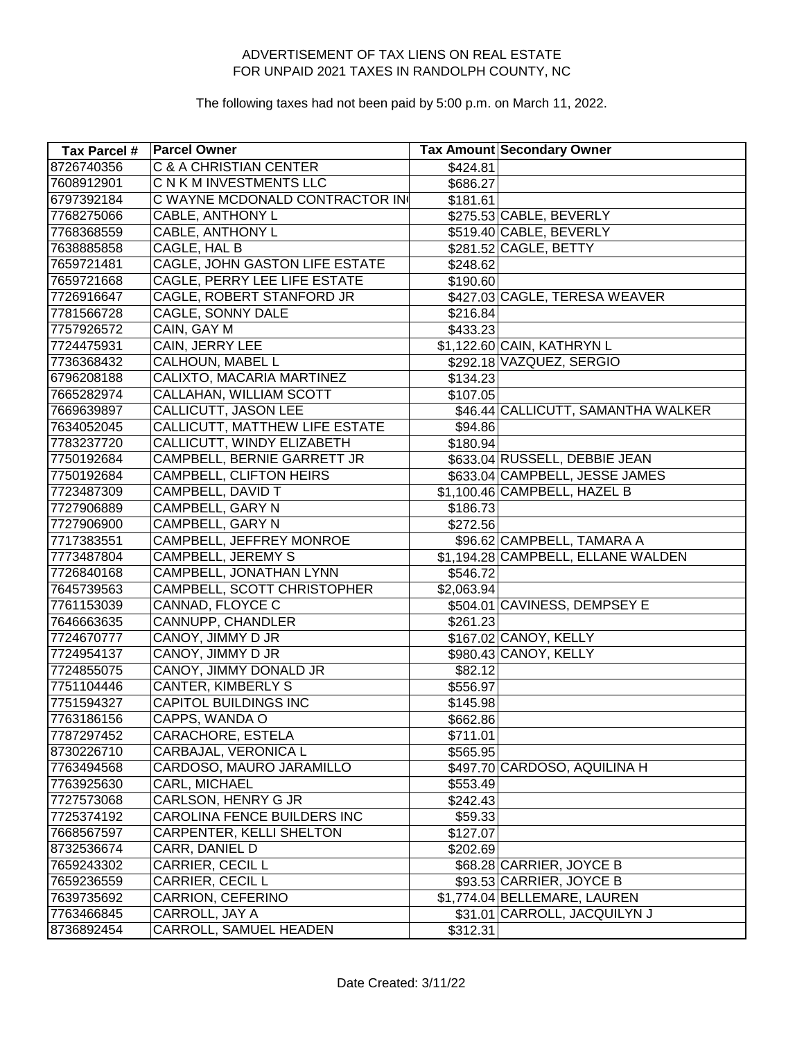# ADVERTISEMENT OF TAX LIENS ON REAL ESTATE
# FOR UNPAID 2021 TAXES IN RANDOLPH COUNTY, NC

The following taxes had not been paid by 5:00 p.m. on March 11, 2022.

| Tax Parcel # | Parcel Owner | Tax Amount | Secondary Owner |
|---|---|---|---|
| 8726740356 | C & A CHRISTIAN CENTER | $424.81 | |
| 7608912901 | C N K M INVESTMENTS LLC | $686.27 | |
| 6797392184 | C WAYNE MCDONALD CONTRACTOR IN | $181.61 | |
| 7768275066 | CABLE, ANTHONY L | $275.53 | CABLE, BEVERLY |
| 7768368559 | CABLE, ANTHONY L | $519.40 | CABLE, BEVERLY |
| 7638885858 | CAGLE, HAL B | $281.52 | CAGLE, BETTY |
| 7659721481 | CAGLE, JOHN GASTON LIFE ESTATE | $248.62 | |
| 7659721668 | CAGLE, PERRY LEE LIFE ESTATE | $190.60 | |
| 7726916647 | CAGLE, ROBERT STANFORD JR | $427.03 | CAGLE, TERESA WEAVER |
| 7781566728 | CAGLE, SONNY DALE | $216.84 | |
| 7757926572 | CAIN, GAY M | $433.23 | |
| 7724475931 | CAIN, JERRY LEE | $1,122.60 | CAIN, KATHRYN L |
| 7736368432 | CALHOUN, MABEL L | $292.18 | VAZQUEZ, SERGIO |
| 6796208188 | CALIXTO, MACARIA MARTINEZ | $134.23 | |
| 7665282974 | CALLAHAN, WILLIAM SCOTT | $107.05 | |
| 7669639897 | CALLICUTT, JASON LEE | $46.44 | CALLICUTT, SAMANTHA WALKER |
| 7634052045 | CALLICUTT, MATTHEW LIFE ESTATE | $94.86 | |
| 7783237720 | CALLICUTT, WINDY ELIZABETH | $180.94 | |
| 7750192684 | CAMPBELL, BERNIE GARRETT JR | $633.04 | RUSSELL, DEBBIE JEAN |
| 7750192684 | CAMPBELL, CLIFTON HEIRS | $633.04 | CAMPBELL, JESSE JAMES |
| 7723487309 | CAMPBELL, DAVID T | $1,100.46 | CAMPBELL, HAZEL B |
| 7727906889 | CAMPBELL, GARY N | $186.73 | |
| 7727906900 | CAMPBELL, GARY N | $272.56 | |
| 7717383551 | CAMPBELL, JEFFREY MONROE | $96.62 | CAMPBELL, TAMARA A |
| 7773487804 | CAMPBELL, JEREMY S | $1,194.28 | CAMPBELL, ELLANE WALDEN |
| 7726840168 | CAMPBELL, JONATHAN LYNN | $546.72 | |
| 7645739563 | CAMPBELL, SCOTT CHRISTOPHER | $2,063.94 | |
| 7761153039 | CANNAD, FLOYCE C | $504.01 | CAVINESS, DEMPSEY E |
| 7646663635 | CANNUPP, CHANDLER | $261.23 | |
| 7724670777 | CANOY, JIMMY D JR | $167.02 | CANOY, KELLY |
| 7724954137 | CANOY, JIMMY D JR | $980.43 | CANOY, KELLY |
| 7724855075 | CANOY, JIMMY DONALD JR | $82.12 | |
| 7751104446 | CANTER, KIMBERLY S | $556.97 | |
| 7751594327 | CAPITOL BUILDINGS INC | $145.98 | |
| 7763186156 | CAPPS, WANDA O | $662.86 | |
| 7787297452 | CARACHORE, ESTELA | $711.01 | |
| 8730226710 | CARBAJAL, VERONICA L | $565.95 | |
| 7763494568 | CARDOSO, MAURO JARAMILLO | $497.70 | CARDOSO, AQUILINA H |
| 7763925630 | CARL, MICHAEL | $553.49 | |
| 7727573068 | CARLSON, HENRY G JR | $242.43 | |
| 7725374192 | CAROLINA FENCE BUILDERS INC | $59.33 | |
| 7668567597 | CARPENTER, KELLI SHELTON | $127.07 | |
| 8732536674 | CARR, DANIEL D | $202.69 | |
| 7659243302 | CARRIER, CECIL L | $68.28 | CARRIER, JOYCE B |
| 7659236559 | CARRIER, CECIL L | $93.53 | CARRIER, JOYCE B |
| 7639735692 | CARRION, CEFERINO | $1,774.04 | BELLEMARE, LAUREN |
| 7763466845 | CARROLL, JAY A | $31.01 | CARROLL, JACQUILYN J |
| 8736892454 | CARROLL, SAMUEL HEADEN | $312.31 | |

Date Created: 3/11/22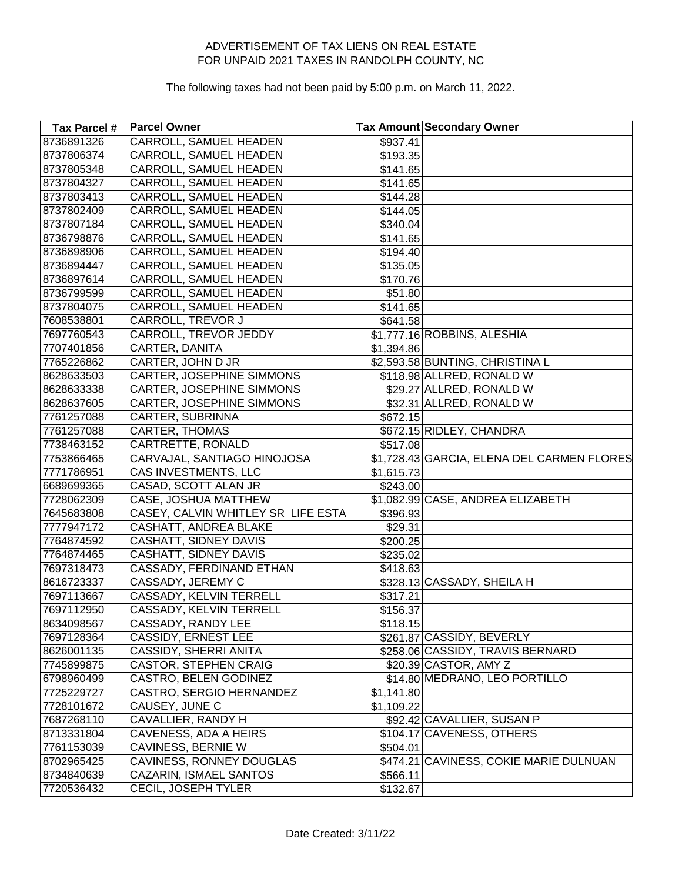ADVERTISEMENT OF TAX LIENS ON REAL ESTATE
FOR UNPAID 2021 TAXES IN RANDOLPH COUNTY, NC

The following taxes had not been paid by 5:00 p.m. on March 11, 2022.

| Tax Parcel # | Parcel Owner | Tax Amount | Secondary Owner |
|---|---|---|---|
| 8736891326 | CARROLL, SAMUEL HEADEN | $937.41 | |
| 8737806374 | CARROLL, SAMUEL HEADEN | $193.35 | |
| 8737805348 | CARROLL, SAMUEL HEADEN | $141.65 | |
| 8737804327 | CARROLL, SAMUEL HEADEN | $141.65 | |
| 8737803413 | CARROLL, SAMUEL HEADEN | $144.28 | |
| 8737802409 | CARROLL, SAMUEL HEADEN | $144.05 | |
| 8737807184 | CARROLL, SAMUEL HEADEN | $340.04 | |
| 8736798876 | CARROLL, SAMUEL HEADEN | $141.65 | |
| 8736898906 | CARROLL, SAMUEL HEADEN | $194.40 | |
| 8736894447 | CARROLL, SAMUEL HEADEN | $135.05 | |
| 8736897614 | CARROLL, SAMUEL HEADEN | $170.76 | |
| 8736799599 | CARROLL, SAMUEL HEADEN | $51.80 | |
| 8737804075 | CARROLL, SAMUEL HEADEN | $141.65 | |
| 7608538801 | CARROLL, TREVOR J | $641.58 | |
| 7697760543 | CARROLL, TREVOR JEDDY | $1,777.16 | ROBBINS, ALESHIA |
| 7707401856 | CARTER, DANITA | $1,394.86 | |
| 7765226862 | CARTER, JOHN D JR | $2,593.58 | BUNTING, CHRISTINA L |
| 8628633503 | CARTER, JOSEPHINE SIMMONS | $118.98 | ALLRED, RONALD W |
| 8628633338 | CARTER, JOSEPHINE SIMMONS | $29.27 | ALLRED, RONALD W |
| 8628637605 | CARTER, JOSEPHINE SIMMONS | $32.31 | ALLRED, RONALD W |
| 7761257088 | CARTER, SUBRINNA | $672.15 | |
| 7761257088 | CARTER, THOMAS | $672.15 | RIDLEY, CHANDRA |
| 7738463152 | CARTRETTE, RONALD | $517.08 | |
| 7753866465 | CARVAJAL, SANTIAGO HINOJOSA | $1,728.43 | GARCIA, ELENA DEL CARMEN FLORES |
| 7771786951 | CAS INVESTMENTS, LLC | $1,615.73 | |
| 6689699365 | CASAD, SCOTT ALAN JR | $243.00 | |
| 7728062309 | CASE, JOSHUA MATTHEW | $1,082.99 | CASE, ANDREA ELIZABETH |
| 7645683808 | CASEY, CALVIN WHITLEY SR LIFE ESTA | $396.93 | |
| 7777947172 | CASHATT, ANDREA BLAKE | $29.31 | |
| 7764874592 | CASHATT, SIDNEY DAVIS | $200.25 | |
| 7764874465 | CASHATT, SIDNEY DAVIS | $235.02 | |
| 7697318473 | CASSADY, FERDINAND ETHAN | $418.63 | |
| 8616723337 | CASSADY, JEREMY C | $328.13 | CASSADY, SHEILA H |
| 7697113667 | CASSADY, KELVIN TERRELL | $317.21 | |
| 7697112950 | CASSADY, KELVIN TERRELL | $156.37 | |
| 8634098567 | CASSADY, RANDY LEE | $118.15 | |
| 7697128364 | CASSIDY, ERNEST LEE | $261.87 | CASSIDY, BEVERLY |
| 8626001135 | CASSIDY, SHERRI ANITA | $258.06 | CASSIDY, TRAVIS BERNARD |
| 7745899875 | CASTOR, STEPHEN CRAIG | $20.39 | CASTOR, AMY Z |
| 6798960499 | CASTRO, BELEN GODINEZ | $14.80 | MEDRANO, LEO PORTILLO |
| 7725229727 | CASTRO, SERGIO HERNANDEZ | $1,141.80 | |
| 7728101672 | CAUSEY, JUNE C | $1,109.22 | |
| 7687268110 | CAVALLIER, RANDY H | $92.42 | CAVALLIER, SUSAN P |
| 8713331804 | CAVENESS, ADA A HEIRS | $104.17 | CAVENESS, OTHERS |
| 7761153039 | CAVINESS, BERNIE W | $504.01 | |
| 8702965425 | CAVINESS, RONNEY DOUGLAS | $474.21 | CAVINESS, COKIE MARIE DULNUAN |
| 8734840639 | CAZARIN, ISMAEL SANTOS | $566.11 | |
| 7720536432 | CECIL, JOSEPH TYLER | $132.67 | |

Date Created: 3/11/22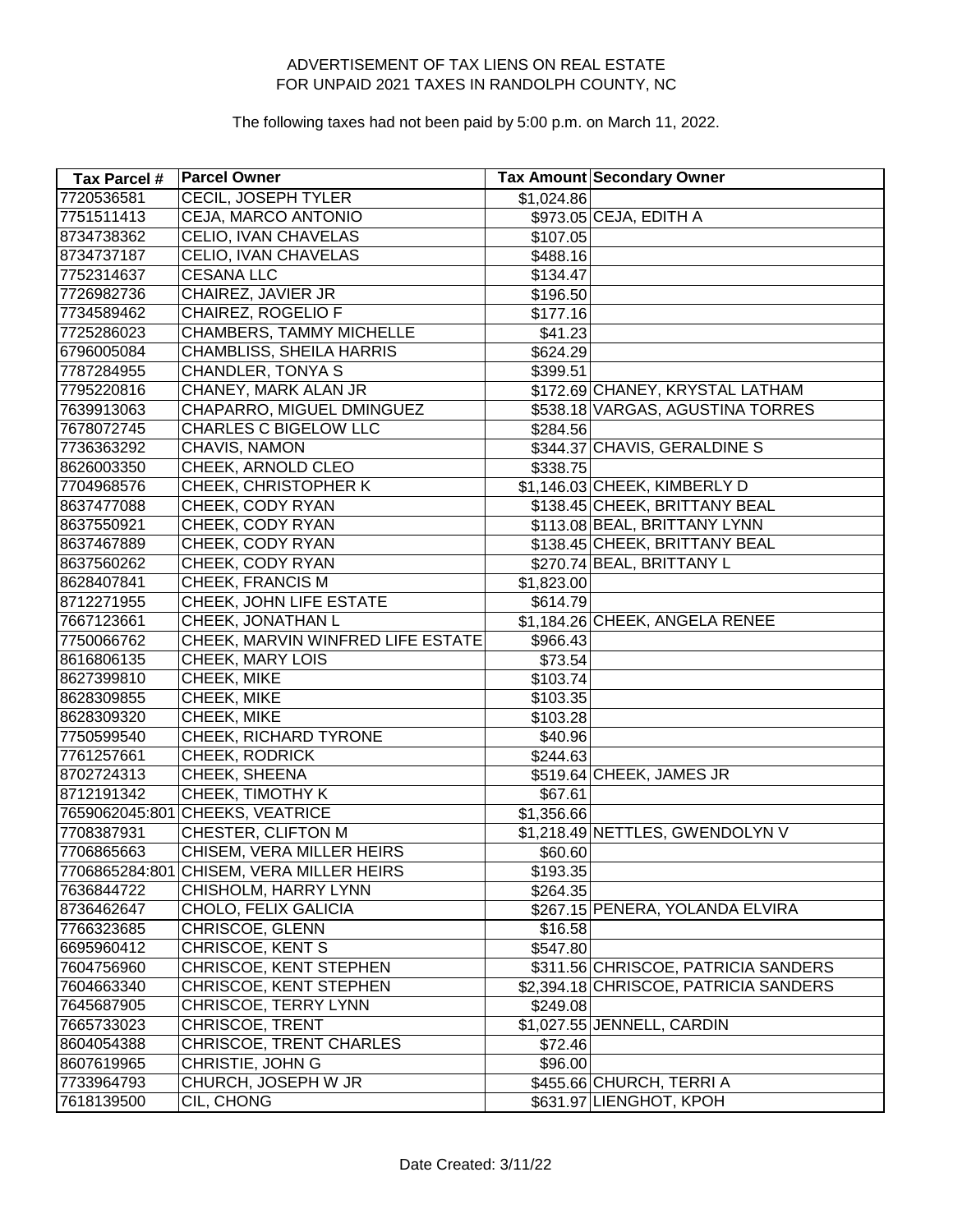ADVERTISEMENT OF TAX LIENS ON REAL ESTATE
FOR UNPAID 2021 TAXES IN RANDOLPH COUNTY, NC

The following taxes had not been paid by 5:00 p.m. on March 11, 2022.

| Tax Parcel # | Parcel Owner | Tax Amount | Secondary Owner |
|---|---|---|---|
| 7720536581 | CECIL, JOSEPH TYLER | $1,024.86 | |
| 7751511413 | CEJA, MARCO ANTONIO | $973.05 | CEJA, EDITH A |
| 8734738362 | CELIO, IVAN CHAVELAS | $107.05 | |
| 8734737187 | CELIO, IVAN CHAVELAS | $488.16 | |
| 7752314637 | CESANA LLC | $134.47 | |
| 7726982736 | CHAIREZ, JAVIER JR | $196.50 | |
| 7734589462 | CHAIREZ, ROGELIO F | $177.16 | |
| 7725286023 | CHAMBERS, TAMMY MICHELLE | $41.23 | |
| 6796005084 | CHAMBLISS, SHEILA HARRIS | $624.29 | |
| 7787284955 | CHANDLER, TONYA S | $399.51 | |
| 7795220816 | CHANEY, MARK ALAN JR | $172.69 | CHANEY, KRYSTAL LATHAM |
| 7639913063 | CHAPARRO, MIGUEL DMINGUEZ | $538.18 | VARGAS, AGUSTINA TORRES |
| 7678072745 | CHARLES C BIGELOW LLC | $284.56 | |
| 7736363292 | CHAVIS, NAMON | $344.37 | CHAVIS, GERALDINE S |
| 8626003350 | CHEEK, ARNOLD CLEO | $338.75 | |
| 7704968576 | CHEEK, CHRISTOPHER K | $1,146.03 | CHEEK, KIMBERLY D |
| 8637477088 | CHEEK, CODY RYAN | $138.45 | CHEEK, BRITTANY BEAL |
| 8637550921 | CHEEK, CODY RYAN | $113.08 | BEAL, BRITTANY LYNN |
| 8637467889 | CHEEK, CODY RYAN | $138.45 | CHEEK, BRITTANY BEAL |
| 8637560262 | CHEEK, CODY RYAN | $270.74 | BEAL, BRITTANY L |
| 8628407841 | CHEEK, FRANCIS M | $1,823.00 | |
| 8712271955 | CHEEK, JOHN LIFE ESTATE | $614.79 | |
| 7667123661 | CHEEK, JONATHAN L | $1,184.26 | CHEEK, ANGELA RENEE |
| 7750066762 | CHEEK, MARVIN WINFRED LIFE ESTATE | $966.43 | |
| 8616806135 | CHEEK, MARY LOIS | $73.54 | |
| 8627399810 | CHEEK, MIKE | $103.74 | |
| 8628309855 | CHEEK, MIKE | $103.35 | |
| 8628309320 | CHEEK, MIKE | $103.28 | |
| 7750599540 | CHEEK, RICHARD TYRONE | $40.96 | |
| 7761257661 | CHEEK, RODRICK | $244.63 | |
| 8702724313 | CHEEK, SHEENA | $519.64 | CHEEK, JAMES JR |
| 8712191342 | CHEEK, TIMOTHY K | $67.61 | |
| 7659062045:801 | CHEEKS, VEATRICE | $1,356.66 | |
| 7708387931 | CHESTER, CLIFTON M | $1,218.49 | NETTLES, GWENDOLYN V |
| 7706865663 | CHISEM, VERA MILLER HEIRS | $60.60 | |
| 7706865284:801 | CHISEM, VERA MILLER HEIRS | $193.35 | |
| 7636844722 | CHISHOLM, HARRY LYNN | $264.35 | |
| 8736462647 | CHOLO, FELIX GALICIA | $267.15 | PENERA, YOLANDA ELVIRA |
| 7766323685 | CHRISCOE, GLENN | $16.58 | |
| 6695960412 | CHRISCOE, KENT S | $547.80 | |
| 7604756960 | CHRISCOE, KENT STEPHEN | $311.56 | CHRISCOE, PATRICIA SANDERS |
| 7604663340 | CHRISCOE, KENT STEPHEN | $2,394.18 | CHRISCOE, PATRICIA SANDERS |
| 7645687905 | CHRISCOE, TERRY LYNN | $249.08 | |
| 7665733023 | CHRISCOE, TRENT | $1,027.55 | JENNELL, CARDIN |
| 8604054388 | CHRISCOE, TRENT CHARLES | $72.46 | |
| 8607619965 | CHRISTIE, JOHN G | $96.00 | |
| 7733964793 | CHURCH, JOSEPH W JR | $455.66 | CHURCH, TERRI A |
| 7618139500 | CIL, CHONG | $631.97 | LIENGHOT, KPOH |

Date Created: 3/11/22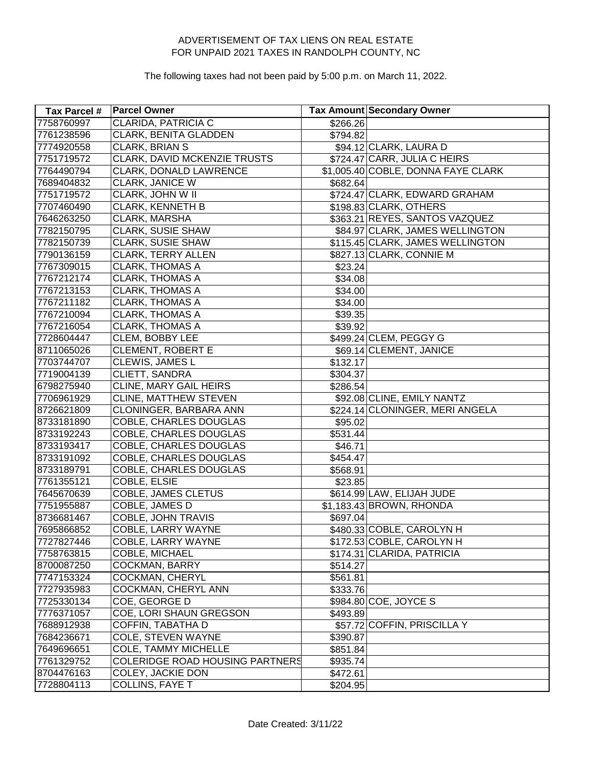ADVERTISEMENT OF TAX LIENS ON REAL ESTATE
FOR UNPAID 2021 TAXES IN RANDOLPH COUNTY, NC

The following taxes had not been paid by 5:00 p.m. on March 11, 2022.

| Tax Parcel # | Parcel Owner | Tax Amount | Secondary Owner |
|---|---|---|---|
| 7758760997 | CLARIDA, PATRICIA C | $266.26 | |
| 7761238596 | CLARK, BENITA GLADDEN | $794.82 | |
| 7774920558 | CLARK, BRIAN S | $94.12 | CLARK, LAURA D |
| 7751719572 | CLARK, DAVID MCKENZIE TRUSTS | $724.47 | CARR, JULIA C HEIRS |
| 7764490794 | CLARK, DONALD LAWRENCE | $1,005.40 | COBLE, DONNA FAYE CLARK |
| 7689404832 | CLARK, JANICE W | $682.64 | |
| 7751719572 | CLARK, JOHN W II | $724.47 | CLARK, EDWARD GRAHAM |
| 7707460490 | CLARK, KENNETH B | $198.83 | CLARK, OTHERS |
| 7646263250 | CLARK, MARSHA | $363.21 | REYES, SANTOS VAZQUEZ |
| 7782150795 | CLARK, SUSIE SHAW | $84.97 | CLARK, JAMES WELLINGTON |
| 7782150739 | CLARK, SUSIE SHAW | $115.45 | CLARK, JAMES WELLINGTON |
| 7790136159 | CLARK, TERRY ALLEN | $827.13 | CLARK, CONNIE M |
| 7767309015 | CLARK, THOMAS A | $23.24 | |
| 7767212174 | CLARK, THOMAS A | $34.08 | |
| 7767213153 | CLARK, THOMAS A | $34.00 | |
| 7767211182 | CLARK, THOMAS A | $34.00 | |
| 7767210094 | CLARK, THOMAS A | $39.35 | |
| 7767216054 | CLARK, THOMAS A | $39.92 | |
| 7728604447 | CLEM, BOBBY LEE | $499.24 | CLEM, PEGGY G |
| 8711065026 | CLEMENT, ROBERT E | $69.14 | CLEMENT, JANICE |
| 7703744707 | CLEWIS, JAMES L | $132.17 | |
| 7719004139 | CLIETT, SANDRA | $304.37 | |
| 6798275940 | CLINE, MARY GAIL HEIRS | $286.54 | |
| 7706961929 | CLINE, MATTHEW STEVEN | $92.08 | CLINE, EMILY NANTZ |
| 8726621809 | CLONINGER, BARBARA ANN | $224.14 | CLONINGER, MERI ANGELA |
| 8733181890 | COBLE, CHARLES DOUGLAS | $95.02 | |
| 8733192243 | COBLE, CHARLES DOUGLAS | $531.44 | |
| 8733193417 | COBLE, CHARLES DOUGLAS | $46.71 | |
| 8733191092 | COBLE, CHARLES DOUGLAS | $454.47 | |
| 8733189791 | COBLE, CHARLES DOUGLAS | $568.91 | |
| 7761355121 | COBLE, ELSIE | $23.85 | |
| 7645670639 | COBLE, JAMES CLETUS | $614.99 | LAW, ELIJAH JUDE |
| 7751955887 | COBLE, JAMES D | $1,183.43 | BROWN, RHONDA |
| 8736681467 | COBLE, JOHN TRAVIS | $697.04 | |
| 7695866852 | COBLE, LARRY WAYNE | $480.33 | COBLE, CAROLYN H |
| 7727827446 | COBLE, LARRY WAYNE | $172.53 | COBLE, CAROLYN H |
| 7758763815 | COBLE, MICHAEL | $174.31 | CLARIDA, PATRICIA |
| 8700087250 | COCKMAN, BARRY | $514.27 | |
| 7747153324 | COCKMAN, CHERYL | $561.81 | |
| 7727935983 | COCKMAN, CHERYL ANN | $333.76 | |
| 7725330134 | COE, GEORGE D | $984.80 | COE, JOYCE S |
| 7776371057 | COE, LORI SHAUN GREGSON | $493.89 | |
| 7688912938 | COFFIN, TABATHA D | $57.72 | COFFIN, PRISCILLA Y |
| 7684236671 | COLE, STEVEN WAYNE | $390.87 | |
| 7649696651 | COLE, TAMMY MICHELLE | $851.84 | |
| 7761329752 | COLERIDGE ROAD HOUSING PARTNERS | $935.74 | |
| 8704476163 | COLEY, JACKIE DON | $472.61 | |
| 7728804113 | COLLINS, FAYE T | $204.95 | |

Date Created: 3/11/22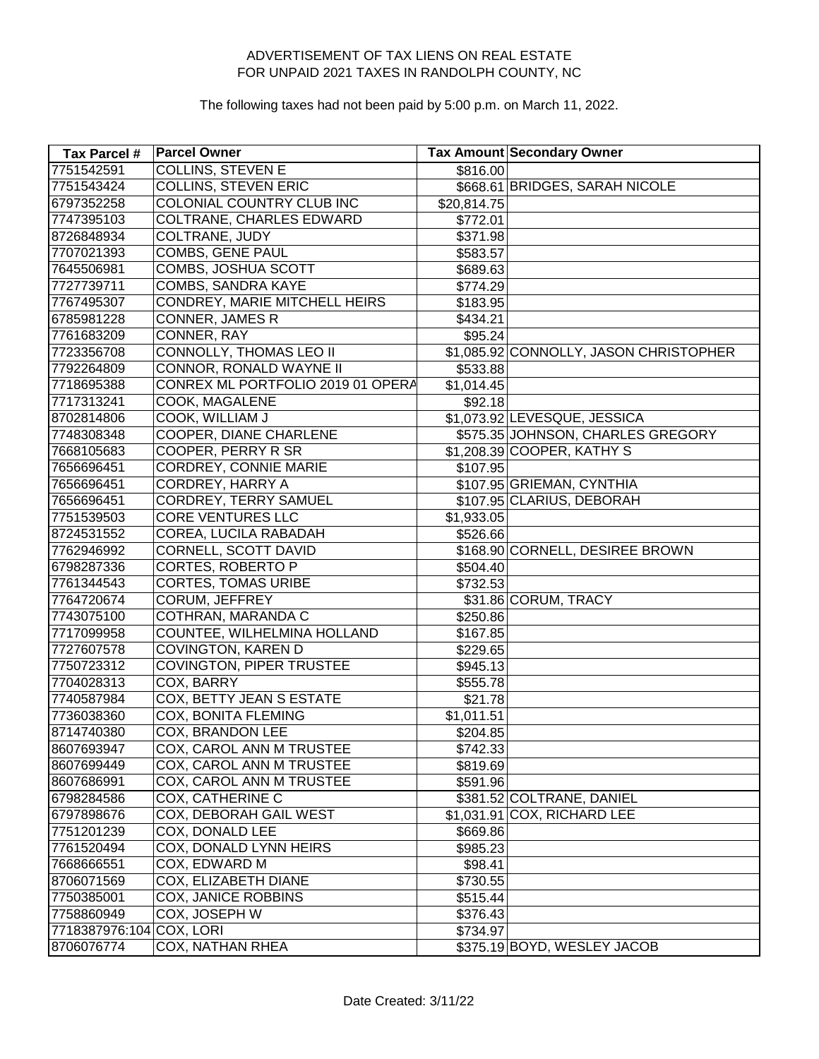ADVERTISEMENT OF TAX LIENS ON REAL ESTATE
FOR UNPAID 2021 TAXES IN RANDOLPH COUNTY, NC

The following taxes had not been paid by 5:00 p.m. on March 11, 2022.

| Tax Parcel # | Parcel Owner | Tax Amount | Secondary Owner |
|---|---|---|---|
| 7751542591 | COLLINS, STEVEN E | $816.00 | |
| 7751543424 | COLLINS, STEVEN ERIC | $668.61 | BRIDGES, SARAH NICOLE |
| 6797352258 | COLONIAL COUNTRY CLUB INC | $20,814.75 | |
| 7747395103 | COLTRANE, CHARLES EDWARD | $772.01 | |
| 8726848934 | COLTRANE, JUDY | $371.98 | |
| 7707021393 | COMBS, GENE PAUL | $583.57 | |
| 7645506981 | COMBS, JOSHUA SCOTT | $689.63 | |
| 7727739711 | COMBS, SANDRA KAYE | $774.29 | |
| 7767495307 | CONDREY, MARIE MITCHELL HEIRS | $183.95 | |
| 6785981228 | CONNER, JAMES R | $434.21 | |
| 7761683209 | CONNER, RAY | $95.24 | |
| 7723356708 | CONNOLLY, THOMAS LEO II | $1,085.92 | CONNOLLY, JASON CHRISTOPHER |
| 7792264809 | CONNOR, RONALD WAYNE II | $533.88 | |
| 7718695388 | CONREX ML PORTFOLIO 2019 01 OPERA | $1,014.45 | |
| 7717313241 | COOK, MAGALENE | $92.18 | |
| 8702814806 | COOK, WILLIAM J | $1,073.92 | LEVESQUE, JESSICA |
| 7748308348 | COOPER, DIANE CHARLENE | $575.35 | JOHNSON, CHARLES GREGORY |
| 7668105683 | COOPER, PERRY R SR | $1,208.39 | COOPER, KATHY S |
| 7656696451 | CORDREY, CONNIE MARIE | $107.95 | |
| 7656696451 | CORDREY, HARRY A | $107.95 | GRIEMAN, CYNTHIA |
| 7656696451 | CORDREY, TERRY SAMUEL | $107.95 | CLARIUS, DEBORAH |
| 7751539503 | CORE VENTURES LLC | $1,933.05 | |
| 8724531552 | COREA, LUCILA RABADAH | $526.66 | |
| 7762946992 | CORNELL, SCOTT DAVID | $168.90 | CORNELL, DESIREE BROWN |
| 6798287336 | CORTES, ROBERTO P | $504.40 | |
| 7761344543 | CORTES, TOMAS URIBE | $732.53 | |
| 7764720674 | CORUM, JEFFREY | $31.86 | CORUM, TRACY |
| 7743075100 | COTHRAN, MARANDA C | $250.86 | |
| 7717099958 | COUNTEE, WILHELMINA HOLLAND | $167.85 | |
| 7727607578 | COVINGTON, KAREN D | $229.65 | |
| 7750723312 | COVINGTON, PIPER TRUSTEE | $945.13 | |
| 7704028313 | COX, BARRY | $555.78 | |
| 7740587984 | COX, BETTY JEAN S ESTATE | $21.78 | |
| 7736038360 | COX, BONITA FLEMING | $1,011.51 | |
| 8714740380 | COX, BRANDON LEE | $204.85 | |
| 8607693947 | COX, CAROL ANN M TRUSTEE | $742.33 | |
| 8607699449 | COX, CAROL ANN M TRUSTEE | $819.69 | |
| 8607686991 | COX, CAROL ANN M TRUSTEE | $591.96 | |
| 6798284586 | COX, CATHERINE C | $381.52 | COLTRANE, DANIEL |
| 6797898676 | COX, DEBORAH GAIL WEST | $1,031.91 | COX, RICHARD LEE |
| 7751201239 | COX, DONALD LEE | $669.86 | |
| 7761520494 | COX, DONALD LYNN HEIRS | $985.23 | |
| 7668666551 | COX, EDWARD M | $98.41 | |
| 8706071569 | COX, ELIZABETH DIANE | $730.55 | |
| 7750385001 | COX, JANICE ROBBINS | $515.44 | |
| 7758860949 | COX, JOSEPH W | $376.43 | |
| 7718387976:104 | COX, LORI | $734.97 | |
| 8706076774 | COX, NATHAN RHEA | $375.19 | BOYD, WESLEY JACOB |

Date Created: 3/11/22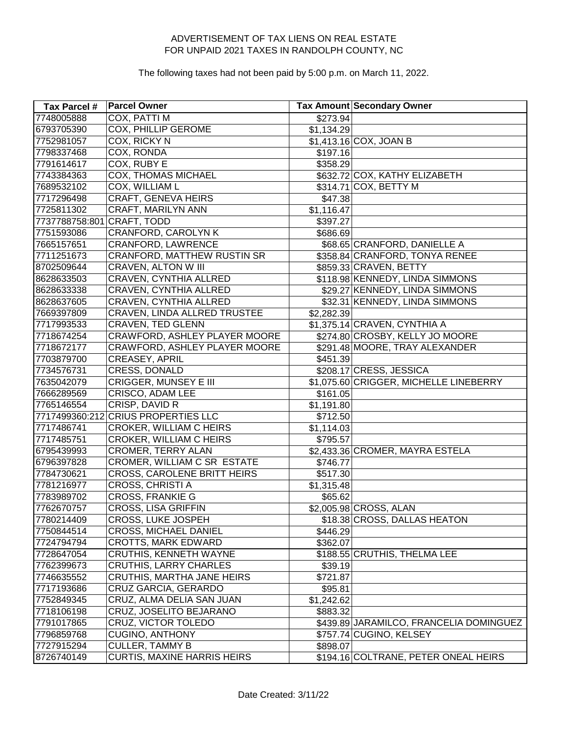ADVERTISEMENT OF TAX LIENS ON REAL ESTATE
FOR UNPAID 2021 TAXES IN RANDOLPH COUNTY, NC

The following taxes had not been paid by 5:00 p.m. on March 11, 2022.

| Tax Parcel # | Parcel Owner | Tax Amount | Secondary Owner |
|---|---|---|---|
| 7748005888 | COX, PATTI M | $273.94 | |
| 6793705390 | COX, PHILLIP GEROME | $1,134.29 | |
| 7752981057 | COX, RICKY N | $1,413.16 | COX, JOAN B |
| 7798337468 | COX, RONDA | $197.16 | |
| 7791614617 | COX, RUBY E | $358.29 | |
| 7743384363 | COX, THOMAS MICHAEL | $632.72 | COX, KATHY ELIZABETH |
| 7689532102 | COX, WILLIAM L | $314.71 | COX, BETTY M |
| 7717296498 | CRAFT, GENEVA HEIRS | $47.38 | |
| 7725811302 | CRAFT, MARILYN ANN | $1,116.47 | |
| 7737788758:801 | CRAFT, TODD | $397.27 | |
| 7751593086 | CRANFORD, CAROLYN K | $686.69 | |
| 7665157651 | CRANFORD, LAWRENCE | $68.65 | CRANFORD, DANIELLE A |
| 7711251673 | CRANFORD, MATTHEW RUSTIN SR | $358.84 | CRANFORD, TONYA RENEE |
| 8702509644 | CRAVEN, ALTON W III | $859.33 | CRAVEN, BETTY |
| 8628633503 | CRAVEN, CYNTHIA ALLRED | $118.98 | KENNEDY, LINDA SIMMONS |
| 8628633338 | CRAVEN, CYNTHIA ALLRED | $29.27 | KENNEDY, LINDA SIMMONS |
| 8628637605 | CRAVEN, CYNTHIA ALLRED | $32.31 | KENNEDY, LINDA SIMMONS |
| 7669397809 | CRAVEN, LINDA ALLRED TRUSTEE | $2,282.39 | |
| 7717993533 | CRAVEN, TED GLENN | $1,375.14 | CRAVEN, CYNTHIA A |
| 7718674254 | CRAWFORD, ASHLEY PLAYER MOORE | $274.80 | CROSBY, KELLY JO MOORE |
| 7718672177 | CRAWFORD, ASHLEY PLAYER MOORE | $291.48 | MOORE, TRAY ALEXANDER |
| 7703879700 | CREASEY, APRIL | $451.39 | |
| 7734576731 | CRESS, DONALD | $208.17 | CRESS, JESSICA |
| 7635042079 | CRIGGER, MUNSEY E III | $1,075.60 | CRIGGER, MICHELLE LINEBERRY |
| 7666289569 | CRISCO, ADAM LEE | $161.05 | |
| 7765146554 | CRISP, DAVID R | $1,191.80 | |
| 7717499360:212 | CRIUS PROPERTIES LLC | $712.50 | |
| 7717486741 | CROKER, WILLIAM C HEIRS | $1,114.03 | |
| 7717485751 | CROKER, WILLIAM C HEIRS | $795.57 | |
| 6795439993 | CROMER, TERRY ALAN | $2,433.36 | CROMER, MAYRA ESTELA |
| 6796397828 | CROMER, WILLIAM C SR ESTATE | $746.77 | |
| 7784730621 | CROSS, CAROLENE BRITT HEIRS | $517.30 | |
| 7781216977 | CROSS, CHRISTI A | $1,315.48 | |
| 7783989702 | CROSS, FRANKIE G | $65.62 | |
| 7762670757 | CROSS, LISA GRIFFIN | $2,005.98 | CROSS, ALAN |
| 7780214409 | CROSS, LUKE JOSPEH | $18.38 | CROSS, DALLAS HEATON |
| 7750844514 | CROSS, MICHAEL DANIEL | $446.29 | |
| 7724794794 | CROTTS, MARK EDWARD | $362.07 | |
| 7728647054 | CRUTHIS, KENNETH WAYNE | $188.55 | CRUTHIS, THELMA LEE |
| 7762399673 | CRUTHIS, LARRY CHARLES | $39.19 | |
| 7746635552 | CRUTHIS, MARTHA JANE HEIRS | $721.87 | |
| 7717193686 | CRUZ GARCIA, GERARDO | $95.81 | |
| 7752849345 | CRUZ, ALMA DELIA SAN JUAN | $1,242.62 | |
| 7718106198 | CRUZ, JOSELITO BEJARANO | $883.32 | |
| 7791017865 | CRUZ, VICTOR TOLEDO | $439.89 | JARAMILCO, FRANCELIA DOMINGUEZ |
| 7796859768 | CUGINO, ANTHONY | $757.74 | CUGINO, KELSEY |
| 7727915294 | CULLER, TAMMY B | $898.07 | |
| 8726740149 | CURTIS, MAXINE HARRIS HEIRS | $194.16 | COLTRANE, PETER ONEAL HEIRS |

Date Created: 3/11/22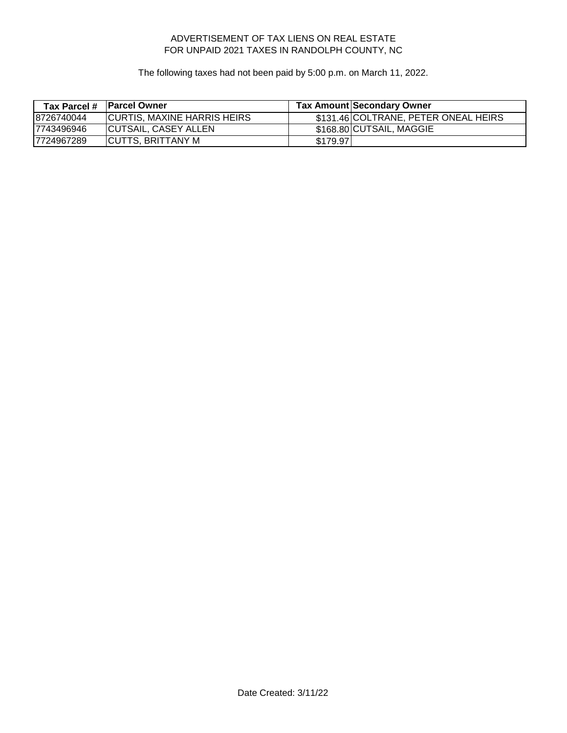ADVERTISEMENT OF TAX LIENS ON REAL ESTATE
FOR UNPAID 2021 TAXES IN RANDOLPH COUNTY, NC

The following taxes had not been paid by 5:00 p.m. on March 11, 2022.

| Tax Parcel # | Parcel Owner | Tax Amount | Secondary Owner |
|---|---|---|---|
| 8726740044 | CURTIS, MAXINE HARRIS HEIRS | $131.46 | COLTRANE, PETER ONEAL HEIRS |
| 7743496946 | CUTSAIL, CASEY ALLEN | $168.80 | CUTSAIL, MAGGIE |
| 7724967289 | CUTTS, BRITTANY M | $179.97 | |

Date Created: 3/11/22